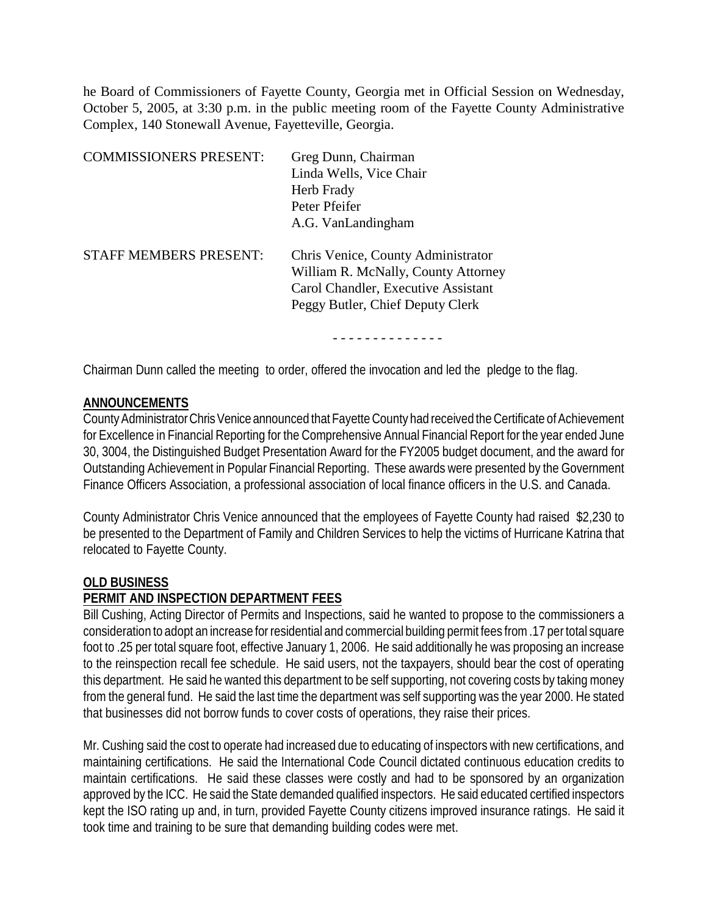he Board of Commissioners of Fayette County, Georgia met in Official Session on Wednesday, October 5, 2005, at 3:30 p.m. in the public meeting room of the Fayette County Administrative Complex, 140 Stonewall Avenue, Fayetteville, Georgia.

| | |
|---|---|
| COMMISSIONERS PRESENT: | Greg Dunn, Chairman<br>Linda Wells, Vice Chair<br>Herb Frady<br>Peter Pfeifer<br>A.G. VanLandingham |
| STAFF MEMBERS PRESENT: | Chris Venice, County Administrator<br>William R. McNally, County Attorney<br>Carol Chandler, Executive Assistant<br>Peggy Butler, Chief Deputy Clerk |

- - - - - - - - - - - - - -

Chairman Dunn called the meeting to order, offered the invocation and led the pledge to the flag.

**ANNOUNCEMENTS**

County Administrator Chris Venice announced that Fayette County had received the Certificate of Achievement for Excellence in Financial Reporting for the Comprehensive Annual Financial Report for the year ended June 30, 3004, the Distinguished Budget Presentation Award for the FY2005 budget document, and the award for Outstanding Achievement in Popular Financial Reporting. These awards were presented by the Government Finance Officers Association, a professional association of local finance officers in the U.S. and Canada.

County Administrator Chris Venice announced that the employees of Fayette County had raised $2,230 to be presented to the Department of Family and Children Services to help the victims of Hurricane Katrina that relocated to Fayette County.

**OLD BUSINESS**

**PERMIT AND INSPECTION DEPARTMENT FEES**

Bill Cushing, Acting Director of Permits and Inspections, said he wanted to propose to the commissioners a consideration to adopt an increase for residential and commercial building permit fees from .17 per total square foot to .25 per total square foot, effective January 1, 2006. He said additionally he was proposing an increase to the reinspection recall fee schedule. He said users, not the taxpayers, should bear the cost of operating this department. He said he wanted this department to be self supporting, not covering costs by taking money from the general fund. He said the last time the department was self supporting was the year 2000. He stated that businesses did not borrow funds to cover costs of operations, they raise their prices.

Mr. Cushing said the cost to operate had increased due to educating of inspectors with new certifications, and maintaining certifications. He said the International Code Council dictated continuous education credits to maintain certifications. He said these classes were costly and had to be sponsored by an organization approved by the ICC. He said the State demanded qualified inspectors. He said educated certified inspectors kept the ISO rating up and, in turn, provided Fayette County citizens improved insurance ratings. He said it took time and training to be sure that demanding building codes were met.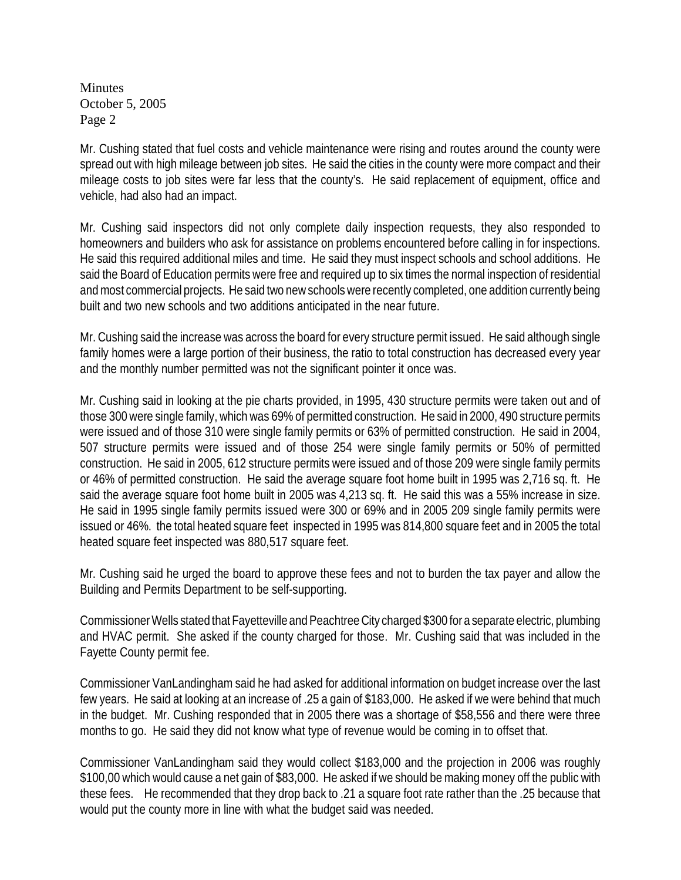Mr. Cushing stated that fuel costs and vehicle maintenance were rising and routes around the county were spread out with high mileage between job sites. He said the cities in the county were more compact and their mileage costs to job sites were far less that the county's. He said replacement of equipment, office and vehicle, had also had an impact.

Mr. Cushing said inspectors did not only complete daily inspection requests, they also responded to homeowners and builders who ask for assistance on problems encountered before calling in for inspections. He said this required additional miles and time. He said they must inspect schools and school additions. He said the Board of Education permits were free and required up to six times the normal inspection of residential and most commercial projects. He said two new schools were recently completed, one addition currently being built and two new schools and two additions anticipated in the near future.

Mr. Cushing said the increase was across the board for every structure permit issued. He said although single family homes were a large portion of their business, the ratio to total construction has decreased every year and the monthly number permitted was not the significant pointer it once was.

Mr. Cushing said in looking at the pie charts provided, in 1995, 430 structure permits were taken out and of those 300 were single family, which was 69% of permitted construction. He said in 2000, 490 structure permits were issued and of those 310 were single family permits or 63% of permitted construction. He said in 2004, 507 structure permits were issued and of those 254 were single family permits or 50% of permitted construction. He said in 2005, 612 structure permits were issued and of those 209 were single family permits or 46% of permitted construction. He said the average square foot home built in 1995 was 2,716 sq. ft. He said the average square foot home built in 2005 was 4,213 sq. ft. He said this was a 55% increase in size. He said in 1995 single family permits issued were 300 or 69% and in 2005 209 single family permits were issued or 46%. the total heated square feet inspected in 1995 was 814,800 square feet and in 2005 the total heated square feet inspected was 880,517 square feet.

Mr. Cushing said he urged the board to approve these fees and not to burden the tax payer and allow the Building and Permits Department to be self-supporting.

Commissioner Wells stated that Fayetteville and Peachtree City charged $300 for a separate electric, plumbing and HVAC permit. She asked if the county charged for those. Mr. Cushing said that was included in the Fayette County permit fee.

Commissioner VanLandingham said he had asked for additional information on budget increase over the last few years. He said at looking at an increase of .25 a gain of $183,000. He asked if we were behind that much in the budget. Mr. Cushing responded that in 2005 there was a shortage of $58,556 and there were three months to go. He said they did not know what type of revenue would be coming in to offset that.

Commissioner VanLandingham said they would collect $183,000 and the projection in 2006 was roughly $100,00 which would cause a net gain of $83,000. He asked if we should be making money off the public with these fees. He recommended that they drop back to .21 a square foot rate rather than the .25 because that would put the county more in line with what the budget said was needed.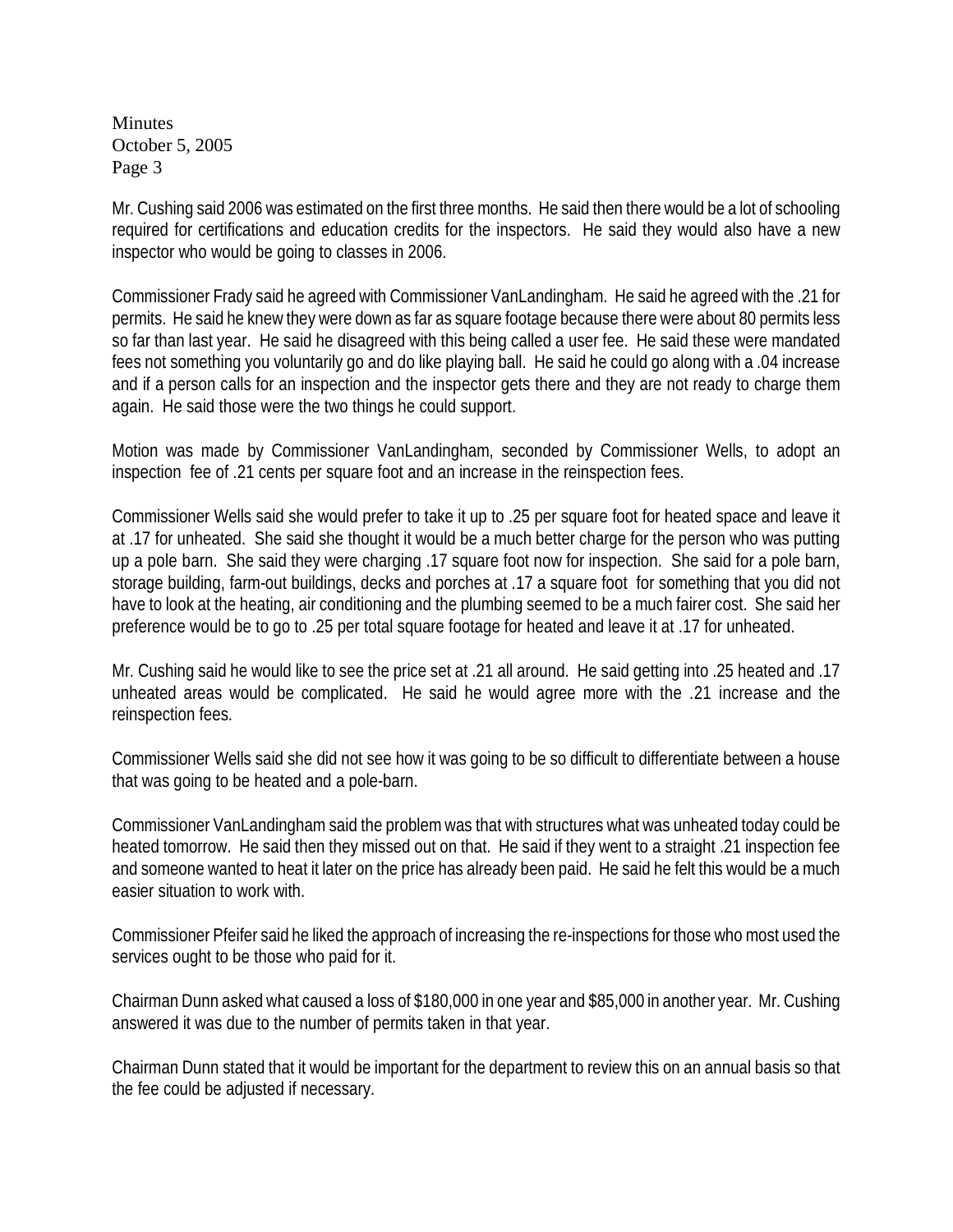Mr. Cushing said 2006 was estimated on the first three months. He said then there would be a lot of schooling required for certifications and education credits for the inspectors. He said they would also have a new inspector who would be going to classes in 2006.

Commissioner Frady said he agreed with Commissioner VanLandingham. He said he agreed with the .21 for permits. He said he knew they were down as far as square footage because there were about 80 permits less so far than last year. He said he disagreed with this being called a user fee. He said these were mandated fees not something you voluntarily go and do like playing ball. He said he could go along with a .04 increase and if a person calls for an inspection and the inspector gets there and they are not ready to charge them again. He said those were the two things he could support.

Motion was made by Commissioner VanLandingham, seconded by Commissioner Wells, to adopt an inspection fee of .21 cents per square foot and an increase in the reinspection fees.

Commissioner Wells said she would prefer to take it up to .25 per square foot for heated space and leave it at .17 for unheated. She said she thought it would be a much better charge for the person who was putting up a pole barn. She said they were charging .17 square foot now for inspection. She said for a pole barn, storage building, farm-out buildings, decks and porches at .17 a square foot for something that you did not have to look at the heating, air conditioning and the plumbing seemed to be a much fairer cost. She said her preference would be to go to .25 per total square footage for heated and leave it at .17 for unheated.

Mr. Cushing said he would like to see the price set at .21 all around. He said getting into .25 heated and .17 unheated areas would be complicated. He said he would agree more with the .21 increase and the reinspection fees.

Commissioner Wells said she did not see how it was going to be so difficult to differentiate between a house that was going to be heated and a pole-barn.

Commissioner VanLandingham said the problem was that with structures what was unheated today could be heated tomorrow. He said then they missed out on that. He said if they went to a straight .21 inspection fee and someone wanted to heat it later on the price has already been paid. He said he felt this would be a much easier situation to work with.

Commissioner Pfeifer said he liked the approach of increasing the re-inspections for those who most used the services ought to be those who paid for it.

Chairman Dunn asked what caused a loss of $180,000 in one year and $85,000 in another year. Mr. Cushing answered it was due to the number of permits taken in that year.

Chairman Dunn stated that it would be important for the department to review this on an annual basis so that the fee could be adjusted if necessary.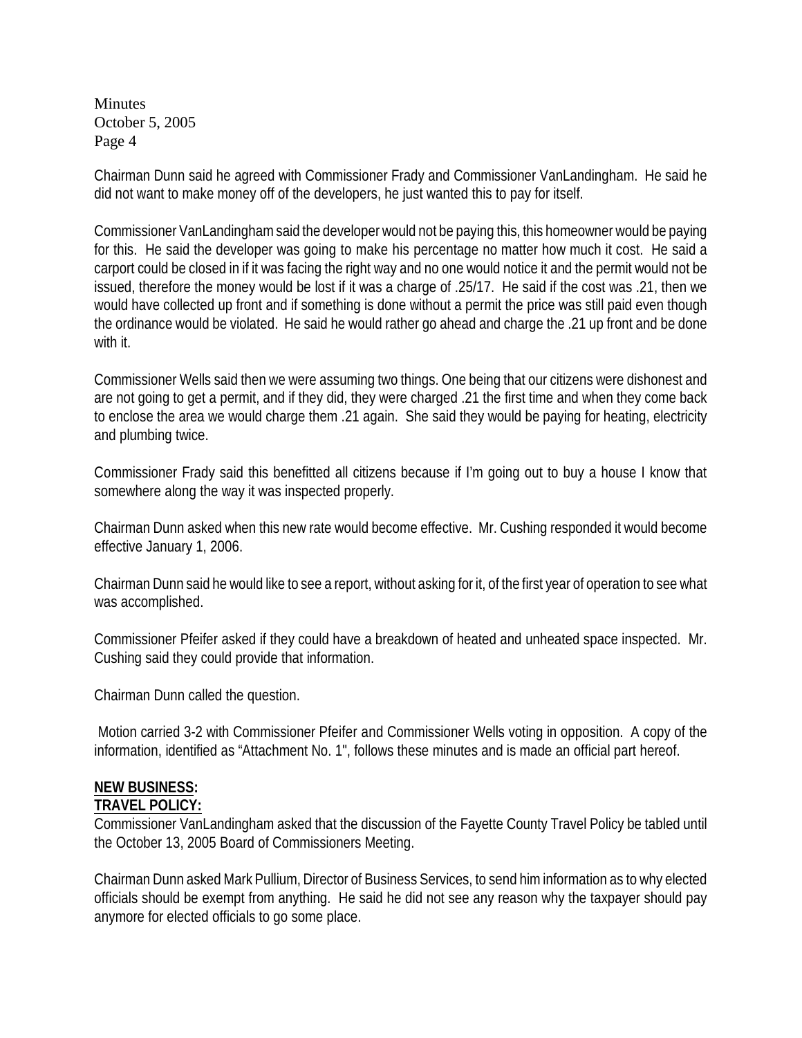Chairman Dunn said he agreed with Commissioner Frady and Commissioner VanLandingham. He said he did not want to make money off of the developers, he just wanted this to pay for itself.

Commissioner VanLandingham said the developer would not be paying this, this homeowner would be paying for this. He said the developer was going to make his percentage no matter how much it cost. He said a carport could be closed in if it was facing the right way and no one would notice it and the permit would not be issued, therefore the money would be lost if it was a charge of .25/17. He said if the cost was .21, then we would have collected up front and if something is done without a permit the price was still paid even though the ordinance would be violated. He said he would rather go ahead and charge the .21 up front and be done with it.

Commissioner Wells said then we were assuming two things. One being that our citizens were dishonest and are not going to get a permit, and if they did, they were charged .21 the first time and when they come back to enclose the area we would charge them .21 again. She said they would be paying for heating, electricity and plumbing twice.

Commissioner Frady said this benefitted all citizens because if I'm going out to buy a house I know that somewhere along the way it was inspected properly.

Chairman Dunn asked when this new rate would become effective. Mr. Cushing responded it would become effective January 1, 2006.

Chairman Dunn said he would like to see a report, without asking for it, of the first year of operation to see what was accomplished.

Commissioner Pfeifer asked if they could have a breakdown of heated and unheated space inspected. Mr. Cushing said they could provide that information.

Chairman Dunn called the question.

Motion carried 3-2 with Commissioner Pfeifer and Commissioner Wells voting in opposition. A copy of the information, identified as "Attachment No. 1", follows these minutes and is made an official part hereof.

**NEW BUSINESS:**

**TRAVEL POLICY:**

Commissioner VanLandingham asked that the discussion of the Fayette County Travel Policy be tabled until the October 13, 2005 Board of Commissioners Meeting.

Chairman Dunn asked Mark Pullium, Director of Business Services, to send him information as to why elected officials should be exempt from anything. He said he did not see any reason why the taxpayer should pay anymore for elected officials to go some place.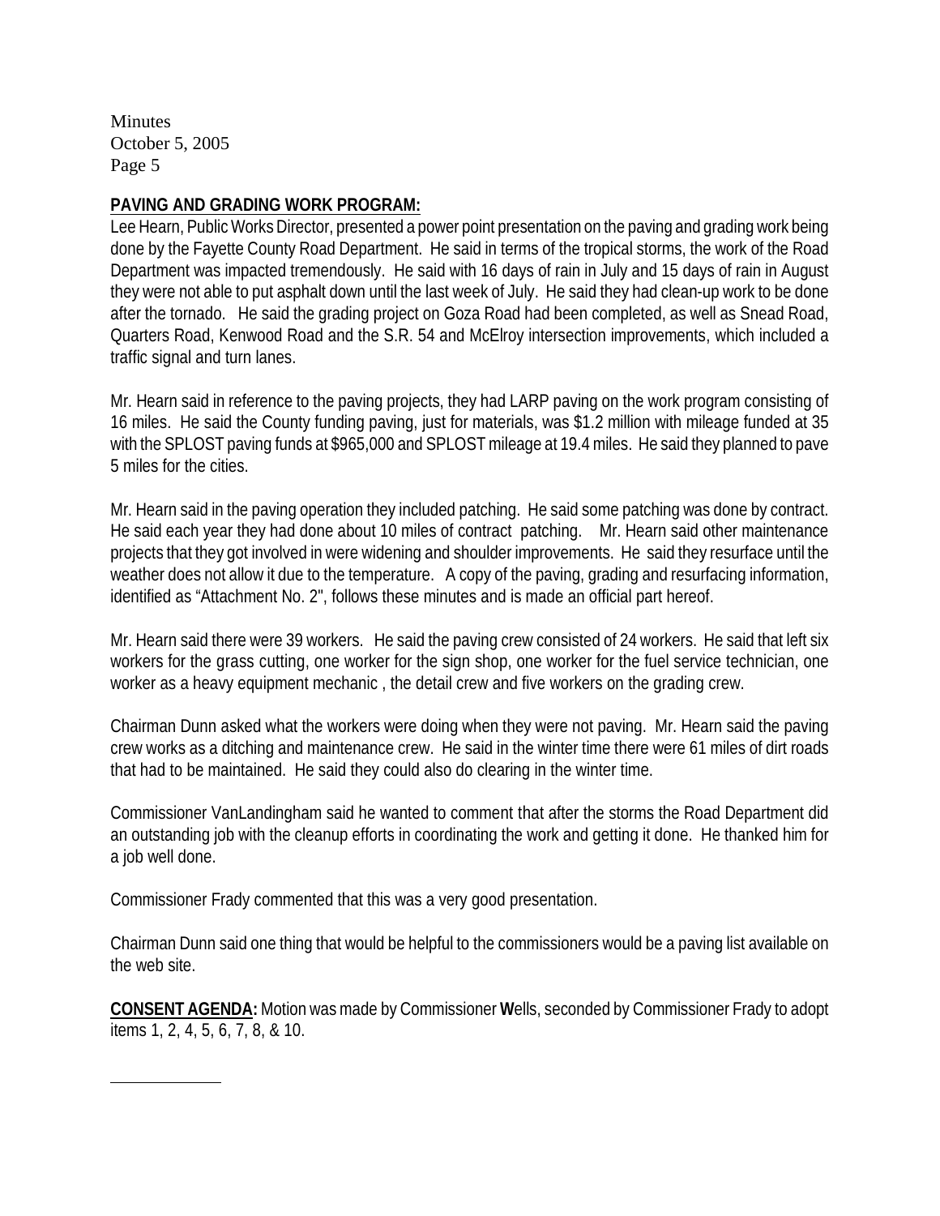**PAVING AND GRADING WORK PROGRAM:**

Lee Hearn, Public Works Director, presented a power point presentation on the paving and grading work being done by the Fayette County Road Department. He said in terms of the tropical storms, the work of the Road Department was impacted tremendously. He said with 16 days of rain in July and 15 days of rain in August they were not able to put asphalt down until the last week of July. He said they had clean-up work to be done after the tornado. He said the grading project on Goza Road had been completed, as well as Snead Road, Quarters Road, Kenwood Road and the S.R. 54 and McElroy intersection improvements, which included a traffic signal and turn lanes.

Mr. Hearn said in reference to the paving projects, they had LARP paving on the work program consisting of 16 miles. He said the County funding paving, just for materials, was $1.2 million with mileage funded at 35 with the SPLOST paving funds at $965,000 and SPLOST mileage at 19.4 miles. He said they planned to pave 5 miles for the cities.

Mr. Hearn said in the paving operation they included patching. He said some patching was done by contract. He said each year they had done about 10 miles of contract patching. Mr. Hearn said other maintenance projects that they got involved in were widening and shoulder improvements. He said they resurface until the weather does not allow it due to the temperature. A copy of the paving, grading and resurfacing information, identified as "Attachment No. 2", follows these minutes and is made an official part hereof.

Mr. Hearn said there were 39 workers. He said the paving crew consisted of 24 workers. He said that left six workers for the grass cutting, one worker for the sign shop, one worker for the fuel service technician, one worker as a heavy equipment mechanic , the detail crew and five workers on the grading crew.

Chairman Dunn asked what the workers were doing when they were not paving. Mr. Hearn said the paving crew works as a ditching and maintenance crew. He said in the winter time there were 61 miles of dirt roads that had to be maintained. He said they could also do clearing in the winter time.

Commissioner VanLandingham said he wanted to comment that after the storms the Road Department did an outstanding job with the cleanup efforts in coordinating the work and getting it done. He thanked him for a job well done.

Commissioner Frady commented that this was a very good presentation.

Chairman Dunn said one thing that would be helpful to the commissioners would be a paving list available on the web site.

**CONSENT AGENDA:** Motion was made by Commissioner **W**ells, seconded by Commissioner Frady to adopt items 1, 2, 4, 5, 6, 7, 8, & 10.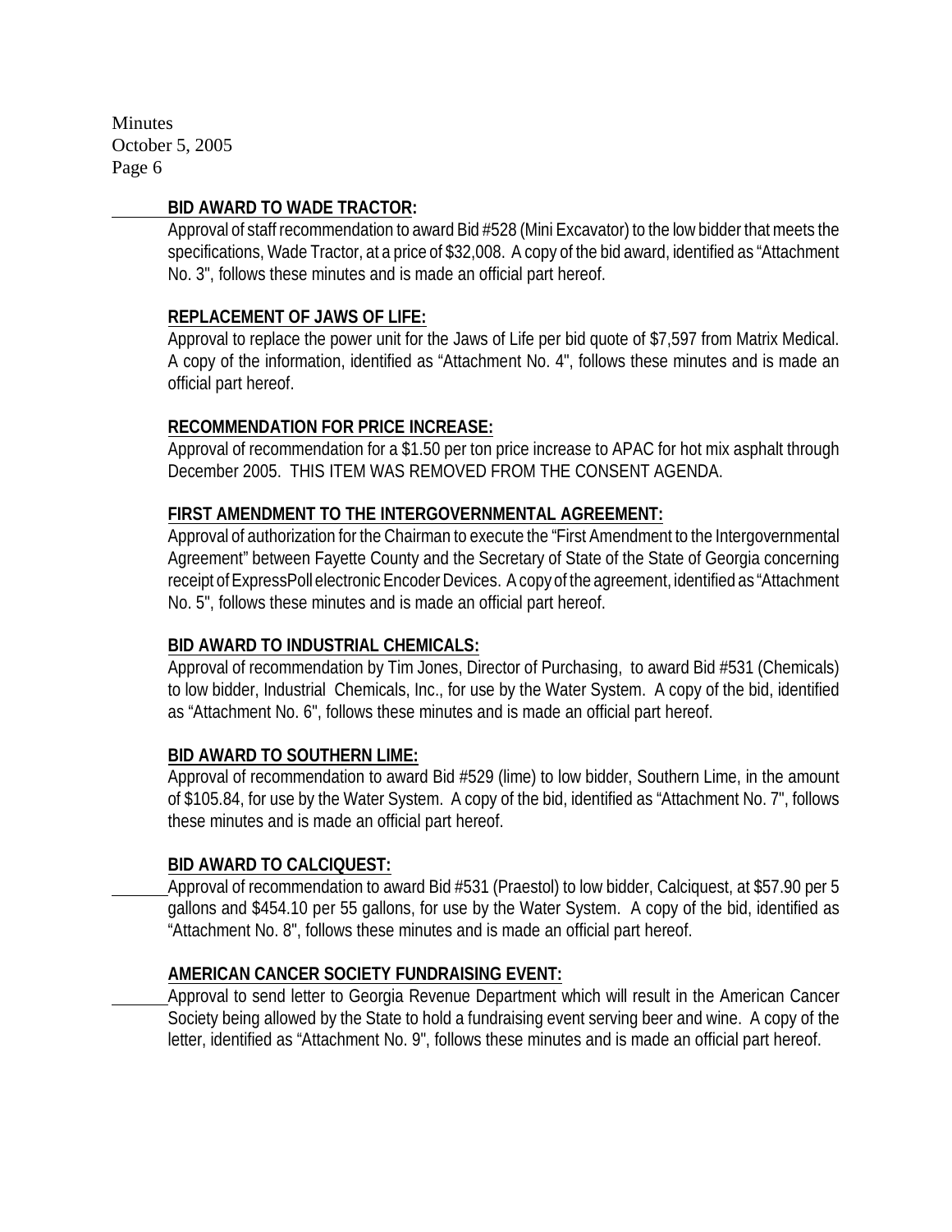**BID AWARD TO WADE TRACTOR:**

Approval of staff recommendation to award Bid #528 (Mini Excavator) to the low bidder that meets the specifications, Wade Tractor, at a price of $32,008. A copy of the bid award, identified as "Attachment No. 3", follows these minutes and is made an official part hereof.

**REPLACEMENT OF JAWS OF LIFE:**

Approval to replace the power unit for the Jaws of Life per bid quote of $7,597 from Matrix Medical. A copy of the information, identified as "Attachment No. 4", follows these minutes and is made an official part hereof.

**RECOMMENDATION FOR PRICE INCREASE:**

Approval of recommendation for a $1.50 per ton price increase to APAC for hot mix asphalt through December 2005. THIS ITEM WAS REMOVED FROM THE CONSENT AGENDA.

**FIRST AMENDMENT TO THE INTERGOVERNMENTAL AGREEMENT:**

Approval of authorization for the Chairman to execute the "First Amendment to the Intergovernmental Agreement" between Fayette County and the Secretary of State of the State of Georgia concerning receipt of ExpressPoll electronic Encoder Devices. A copy of the agreement, identified as "Attachment No. 5", follows these minutes and is made an official part hereof.

**BID AWARD TO INDUSTRIAL CHEMICALS:**

Approval of recommendation by Tim Jones, Director of Purchasing, to award Bid #531 (Chemicals) to low bidder, Industrial Chemicals, Inc., for use by the Water System. A copy of the bid, identified as "Attachment No. 6", follows these minutes and is made an official part hereof.

**BID AWARD TO SOUTHERN LIME:**

Approval of recommendation to award Bid #529 (lime) to low bidder, Southern Lime, in the amount of $105.84, for use by the Water System. A copy of the bid, identified as "Attachment No. 7", follows these minutes and is made an official part hereof.

**BID AWARD TO CALCIQUEST:**

Approval of recommendation to award Bid #531 (Praestol) to low bidder, Calciquest, at $57.90 per 5 gallons and $454.10 per 55 gallons, for use by the Water System. A copy of the bid, identified as "Attachment No. 8", follows these minutes and is made an official part hereof.

**AMERICAN CANCER SOCIETY FUNDRAISING EVENT:**

Approval to send letter to Georgia Revenue Department which will result in the American Cancer Society being allowed by the State to hold a fundraising event serving beer and wine. A copy of the letter, identified as "Attachment No. 9", follows these minutes and is made an official part hereof.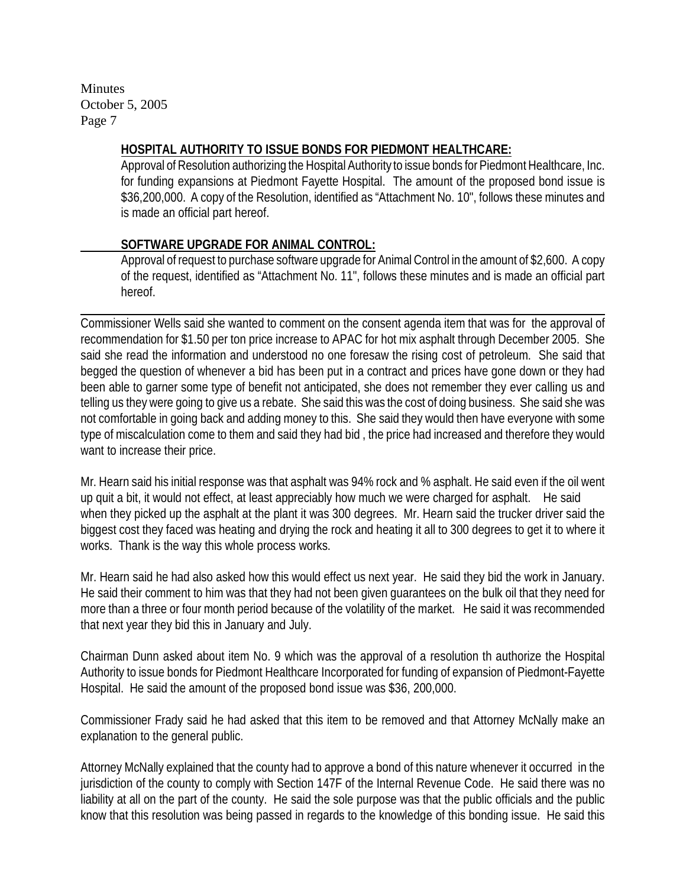**HOSPITAL AUTHORITY TO ISSUE BONDS FOR PIEDMONT HEALTHCARE:**

Approval of Resolution authorizing the Hospital Authority to issue bonds for Piedmont Healthcare, Inc. for funding expansions at Piedmont Fayette Hospital. The amount of the proposed bond issue is \$36,200,000. A copy of the Resolution, identified as "Attachment No. 10", follows these minutes and is made an official part hereof.

**SOFTWARE UPGRADE FOR ANIMAL CONTROL:**

Approval of request to purchase software upgrade for Animal Control in the amount of \$2,600. A copy of the request, identified as "Attachment No. 11", follows these minutes and is made an official part hereof.

---

Commissioner Wells said she wanted to comment on the consent agenda item that was for the approval of recommendation for \$1.50 per ton price increase to APAC for hot mix asphalt through December 2005. She said she read the information and understood no one foresaw the rising cost of petroleum. She said that begged the question of whenever a bid has been put in a contract and prices have gone down or they had been able to garner some type of benefit not anticipated, she does not remember they ever calling us and telling us they were going to give us a rebate. She said this was the cost of doing business. She said she was not comfortable in going back and adding money to this. She said they would then have everyone with some type of miscalculation come to them and said they had bid , the price had increased and therefore they would want to increase their price.

Mr. Hearn said his initial response was that asphalt was 94% rock and % asphalt. He said even if the oil went up quit a bit, it would not effect, at least appreciably how much we were charged for asphalt. He said when they picked up the asphalt at the plant it was 300 degrees. Mr. Hearn said the trucker driver said the biggest cost they faced was heating and drying the rock and heating it all to 300 degrees to get it to where it works. Thank is the way this whole process works.

Mr. Hearn said he had also asked how this would effect us next year. He said they bid the work in January. He said their comment to him was that they had not been given guarantees on the bulk oil that they need for more than a three or four month period because of the volatility of the market. He said it was recommended that next year they bid this in January and July.

Chairman Dunn asked about item No. 9 which was the approval of a resolution th authorize the Hospital Authority to issue bonds for Piedmont Healthcare Incorporated for funding of expansion of Piedmont-Fayette Hospital. He said the amount of the proposed bond issue was \$36, 200,000.

Commissioner Frady said he had asked that this item to be removed and that Attorney McNally make an explanation to the general public.

Attorney McNally explained that the county had to approve a bond of this nature whenever it occurred in the jurisdiction of the county to comply with Section 147F of the Internal Revenue Code. He said there was no liability at all on the part of the county. He said the sole purpose was that the public officials and the public know that this resolution was being passed in regards to the knowledge of this bonding issue. He said this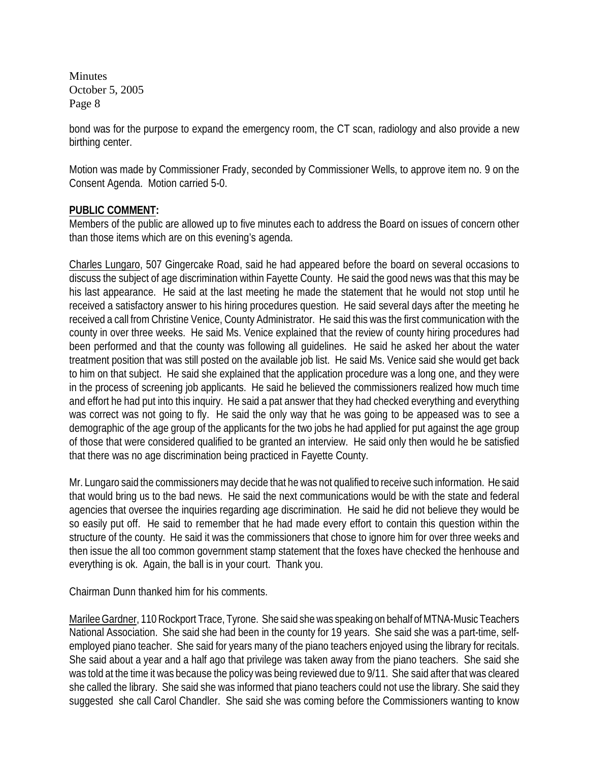bond was for the purpose to expand the emergency room, the CT scan, radiology and also provide a new birthing center.

Motion was made by Commissioner Frady, seconded by Commissioner Wells, to approve item no. 9 on the Consent Agenda. Motion carried 5-0.

**PUBLIC COMMENT:**

Members of the public are allowed up to five minutes each to address the Board on issues of concern other than those items which are on this evening's agenda.

Charles Lungaro, 507 Gingercake Road, said he had appeared before the board on several occasions to discuss the subject of age discrimination within Fayette County. He said the good news was that this may be his last appearance. He said at the last meeting he made the statement that he would not stop until he received a satisfactory answer to his hiring procedures question. He said several days after the meeting he received a call from Christine Venice, County Administrator. He said this was the first communication with the county in over three weeks. He said Ms. Venice explained that the review of county hiring procedures had been performed and that the county was following all guidelines. He said he asked her about the water treatment position that was still posted on the available job list. He said Ms. Venice said she would get back to him on that subject. He said she explained that the application procedure was a long one, and they were in the process of screening job applicants. He said he believed the commissioners realized how much time and effort he had put into this inquiry. He said a pat answer that they had checked everything and everything was correct was not going to fly. He said the only way that he was going to be appeased was to see a demographic of the age group of the applicants for the two jobs he had applied for put against the age group of those that were considered qualified to be granted an interview. He said only then would he be satisfied that there was no age discrimination being practiced in Fayette County.

Mr. Lungaro said the commissioners may decide that he was not qualified to receive such information. He said that would bring us to the bad news. He said the next communications would be with the state and federal agencies that oversee the inquiries regarding age discrimination. He said he did not believe they would be so easily put off. He said to remember that he had made every effort to contain this question within the structure of the county. He said it was the commissioners that chose to ignore him for over three weeks and then issue the all too common government stamp statement that the foxes have checked the henhouse and everything is ok. Again, the ball is in your court. Thank you.

Chairman Dunn thanked him for his comments.

Marilee Gardner, 110 Rockport Trace, Tyrone. She said she was speaking on behalf of MTNA-Music Teachers National Association. She said she had been in the county for 19 years. She said she was a part-time, self-employed piano teacher. She said for years many of the piano teachers enjoyed using the library for recitals. She said about a year and a half ago that privilege was taken away from the piano teachers. She said she was told at the time it was because the policy was being reviewed due to 9/11. She said after that was cleared she called the library. She said she was informed that piano teachers could not use the library. She said they suggested she call Carol Chandler. She said she was coming before the Commissioners wanting to know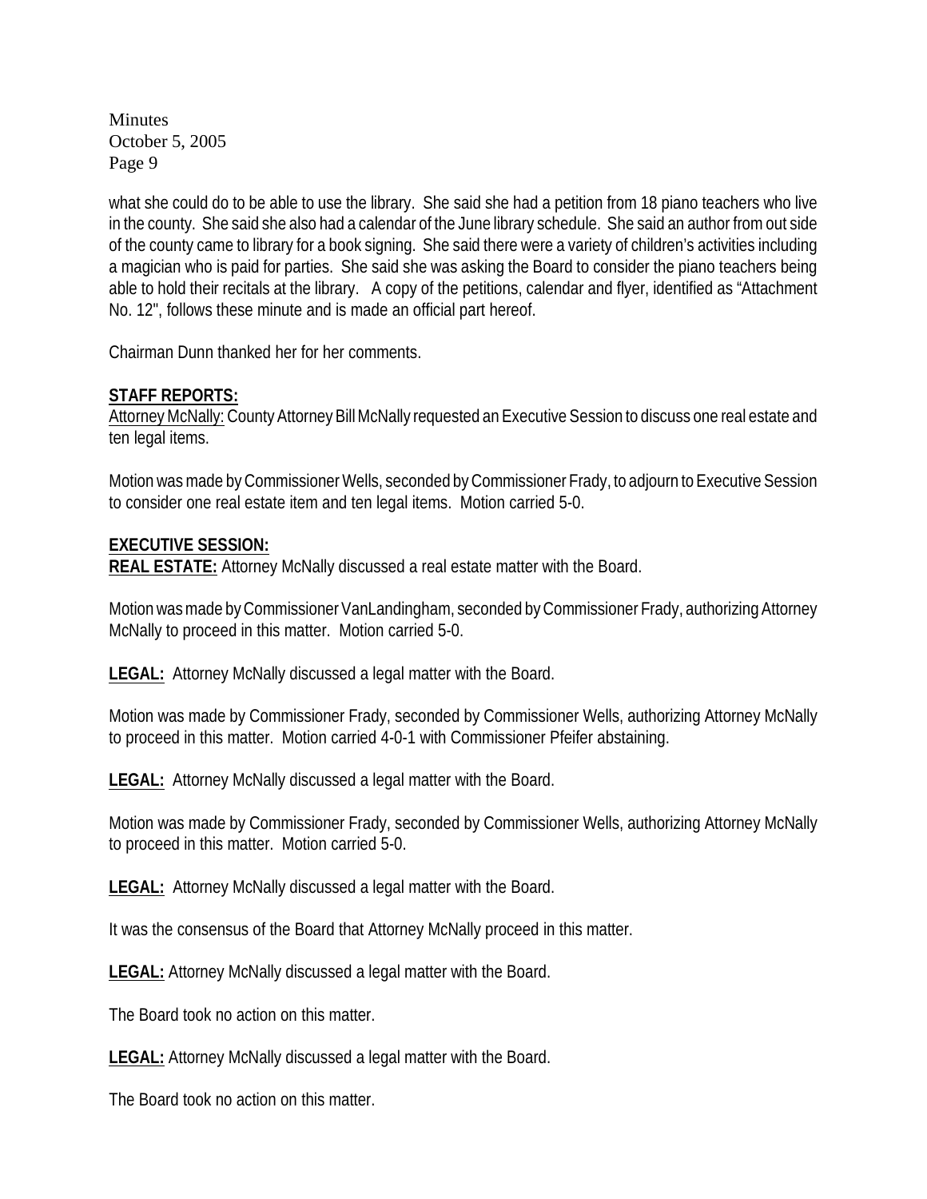what she could do to be able to use the library. She said she had a petition from 18 piano teachers who live in the county. She said she also had a calendar of the June library schedule. She said an author from out side of the county came to library for a book signing. She said there were a variety of children's activities including a magician who is paid for parties. She said she was asking the Board to consider the piano teachers being able to hold their recitals at the library. A copy of the petitions, calendar and flyer, identified as "Attachment No. 12", follows these minute and is made an official part hereof.

Chairman Dunn thanked her for her comments.

**STAFF REPORTS:**

Attorney McNally: County Attorney Bill McNally requested an Executive Session to discuss one real estate and ten legal items.

Motion was made by Commissioner Wells, seconded by Commissioner Frady, to adjourn to Executive Session to consider one real estate item and ten legal items. Motion carried 5-0.

**EXECUTIVE SESSION:**

**REAL ESTATE:** Attorney McNally discussed a real estate matter with the Board.

Motion was made by Commissioner VanLandingham, seconded by Commissioner Frady, authorizing Attorney McNally to proceed in this matter. Motion carried 5-0.

**LEGAL:** Attorney McNally discussed a legal matter with the Board.

Motion was made by Commissioner Frady, seconded by Commissioner Wells, authorizing Attorney McNally to proceed in this matter. Motion carried 4-0-1 with Commissioner Pfeifer abstaining.

**LEGAL:** Attorney McNally discussed a legal matter with the Board.

Motion was made by Commissioner Frady, seconded by Commissioner Wells, authorizing Attorney McNally to proceed in this matter. Motion carried 5-0.

**LEGAL:** Attorney McNally discussed a legal matter with the Board.

It was the consensus of the Board that Attorney McNally proceed in this matter.

**LEGAL:** Attorney McNally discussed a legal matter with the Board.

The Board took no action on this matter.

**LEGAL:** Attorney McNally discussed a legal matter with the Board.

The Board took no action on this matter.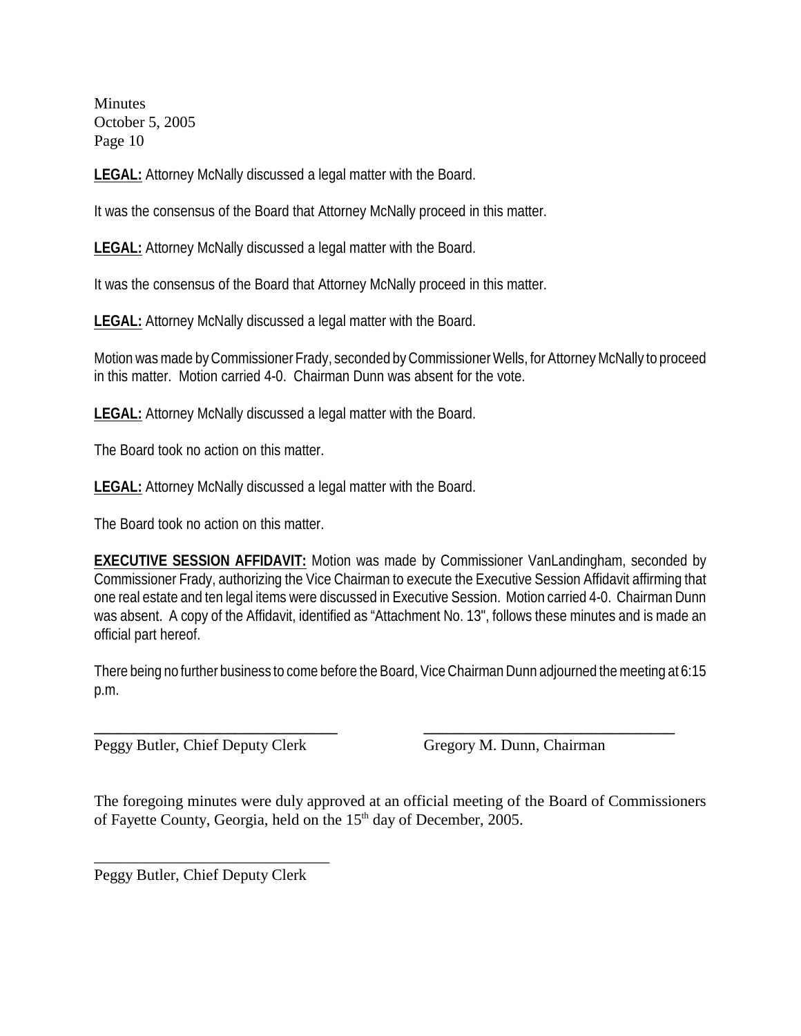**LEGAL:** Attorney McNally discussed a legal matter with the Board.

It was the consensus of the Board that Attorney McNally proceed in this matter.

**LEGAL:** Attorney McNally discussed a legal matter with the Board.

It was the consensus of the Board that Attorney McNally proceed in this matter.

**LEGAL:** Attorney McNally discussed a legal matter with the Board.

Motion was made by Commissioner Frady, seconded by Commissioner Wells, for Attorney McNally to proceed in this matter. Motion carried 4-0. Chairman Dunn was absent for the vote.

**LEGAL:** Attorney McNally discussed a legal matter with the Board.

The Board took no action on this matter.

**LEGAL:** Attorney McNally discussed a legal matter with the Board.

The Board took no action on this matter.

**EXECUTIVE SESSION AFFIDAVIT:** Motion was made by Commissioner VanLandingham, seconded by Commissioner Frady, authorizing the Vice Chairman to execute the Executive Session Affidavit affirming that one real estate and ten legal items were discussed in Executive Session. Motion carried 4-0. Chairman Dunn was absent. A copy of the Affidavit, identified as "Attachment No. 13", follows these minutes and is made an official part hereof.

There being no further business to come before the Board, Vice Chairman Dunn adjourned the meeting at 6:15 p.m.

______________________________ ______________________________

Peggy Butler, Chief Deputy Clerk Gregory M. Dunn, Chairman

The foregoing minutes were duly approved at an official meeting of the Board of Commissioners of Fayette County, Georgia, held on the 15th day of December, 2005.

______________________________

Peggy Butler, Chief Deputy Clerk